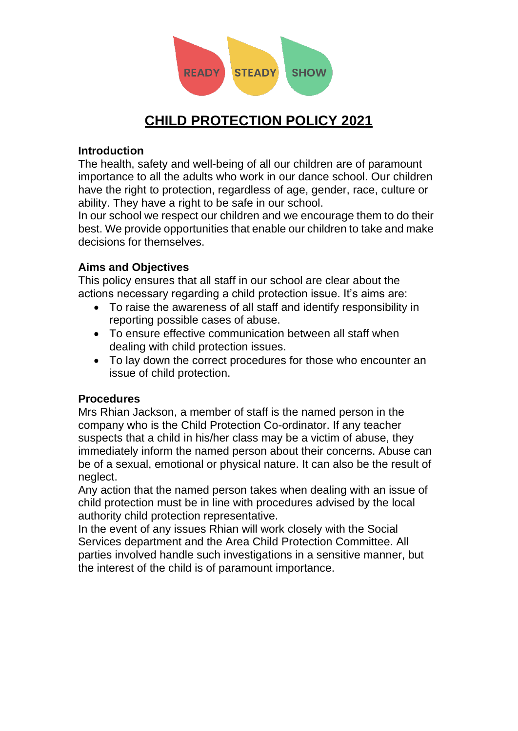READY STEADY SHOW

# CHILD PROTECTION POLICY 2021

**Introduction**

The health, safety and well-being of all our children are of paramount importance to all the adults who work in our dance school. Our children have the right to protection, regardless of age, gender, race, culture or ability. They have a right to be safe in our school.

In our school we respect our children and we encourage them to do their best. We provide opportunities that enable our children to take and make decisions for themselves.

**Aims and Objectives**

This policy ensures that all staff in our school are clear about the actions necessary regarding a child protection issue. It's aims are:

- To raise the awareness of all staff and identify responsibility in reporting possible cases of abuse.
- To ensure effective communication between all staff when dealing with child protection issues.
- To lay down the correct procedures for those who encounter an issue of child protection.

**Procedures**

Mrs Rhian Jackson, a member of staff is the named person in the company who is the Child Protection Co-ordinator. If any teacher suspects that a child in his/her class may be a victim of abuse, they immediately inform the named person about their concerns. Abuse can be of a sexual, emotional or physical nature. It can also be the result of neglect.

Any action that the named person takes when dealing with an issue of child protection must be in line with procedures advised by the local authority child protection representative.

In the event of any issues Rhian will work closely with the Social Services department and the Area Child Protection Committee. All parties involved handle such investigations in a sensitive manner, but the interest of the child is of paramount importance.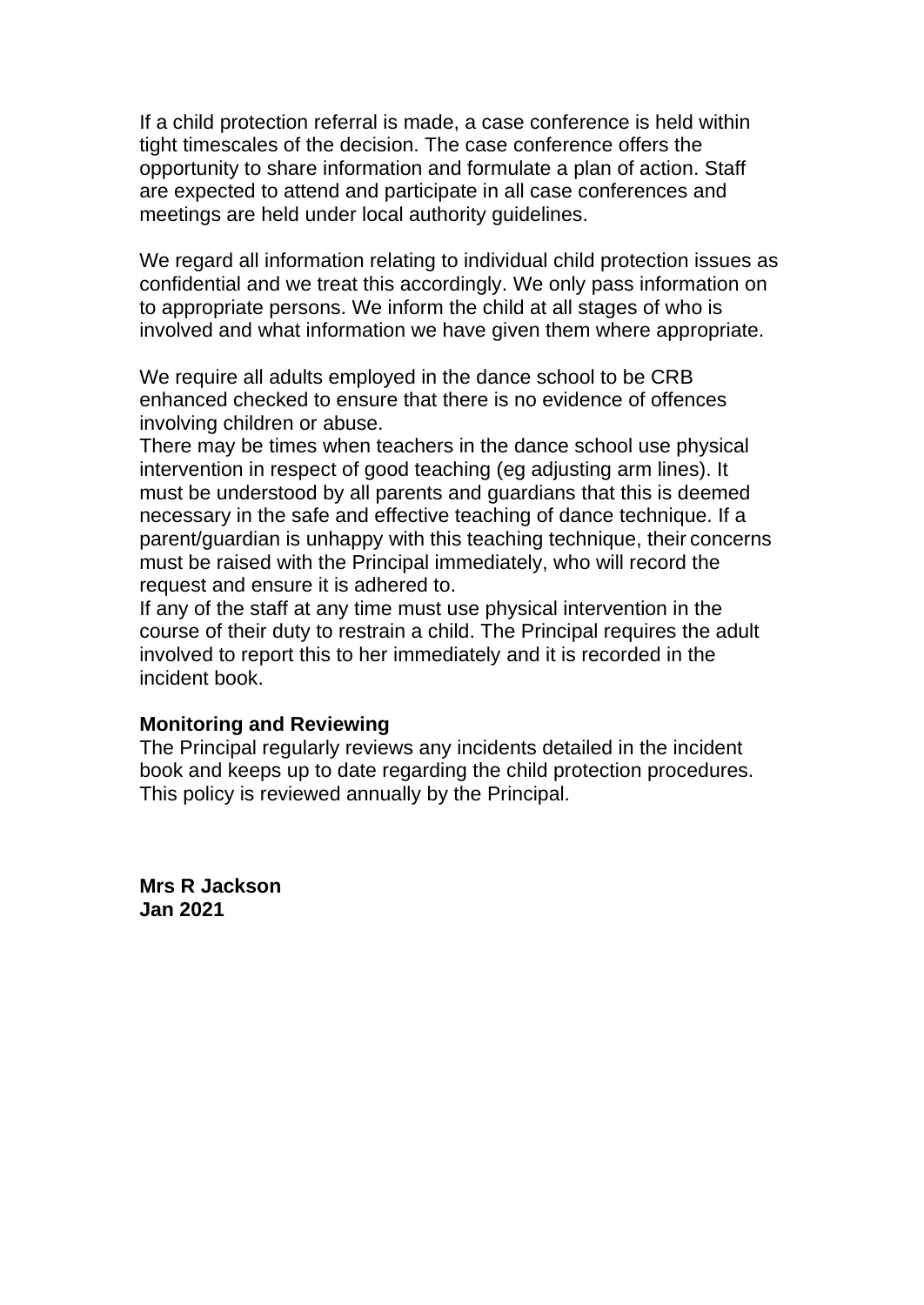If a child protection referral is made, a case conference is held within tight timescales of the decision. The case conference offers the opportunity to share information and formulate a plan of action. Staff are expected to attend and participate in all case conferences and meetings are held under local authority guidelines.

We regard all information relating to individual child protection issues as confidential and we treat this accordingly. We only pass information on to appropriate persons. We inform the child at all stages of who is involved and what information we have given them where appropriate.

We require all adults employed in the dance school to be CRB enhanced checked to ensure that there is no evidence of offences involving children or abuse.
There may be times when teachers in the dance school use physical intervention in respect of good teaching (eg adjusting arm lines). It must be understood by all parents and guardians that this is deemed necessary in the safe and effective teaching of dance technique. If a parent/guardian is unhappy with this teaching technique, their concerns must be raised with the Principal immediately, who will record the request and ensure it is adhered to.
If any of the staff at any time must use physical intervention in the course of their duty to restrain a child. The Principal requires the adult involved to report this to her immediately and it is recorded in the incident book.

**Monitoring and Reviewing**
The Principal regularly reviews any incidents detailed in the incident book and keeps up to date regarding the child protection procedures. This policy is reviewed annually by the Principal.

**Mrs R Jackson**
**Jan 2021**